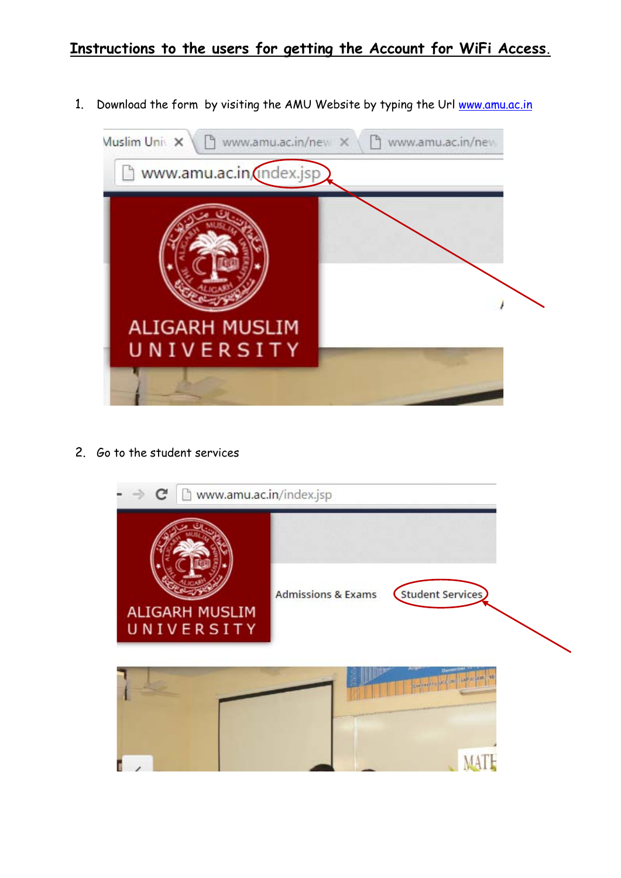# Instructions to the users for getting the Account for WiFi Access.

1. Download the form by visiting the AMU Website by typing the Url www.amu.ac.in

2. Go to the student services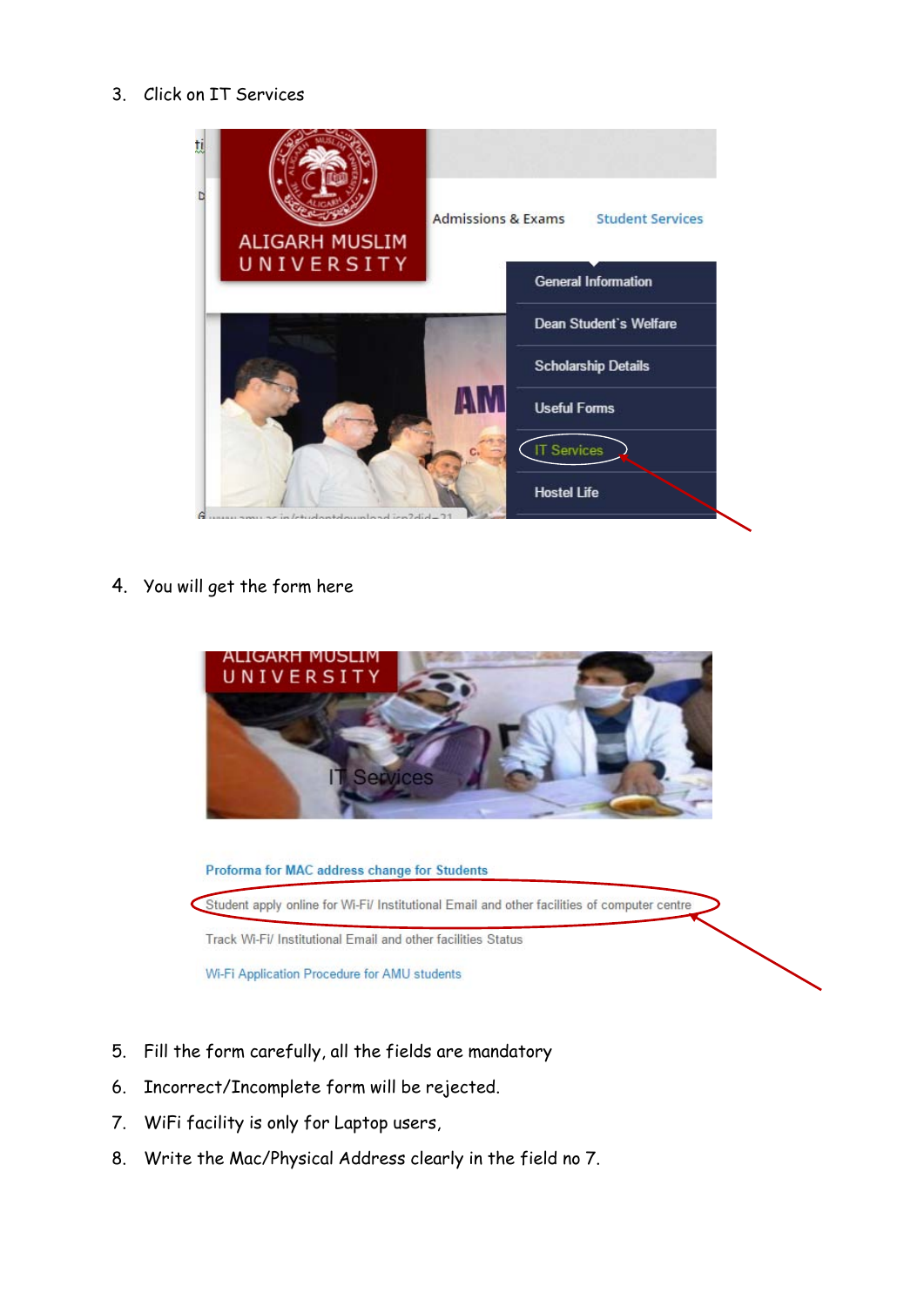3. Click on IT Services

4. You will get the form here

5. Fill the form carefully, all the fields are mandatory
6. Incorrect/Incomplete form will be rejected.
7. WiFi facility is only for Laptop users,
8. Write the Mac/Physical Address clearly in the field no 7.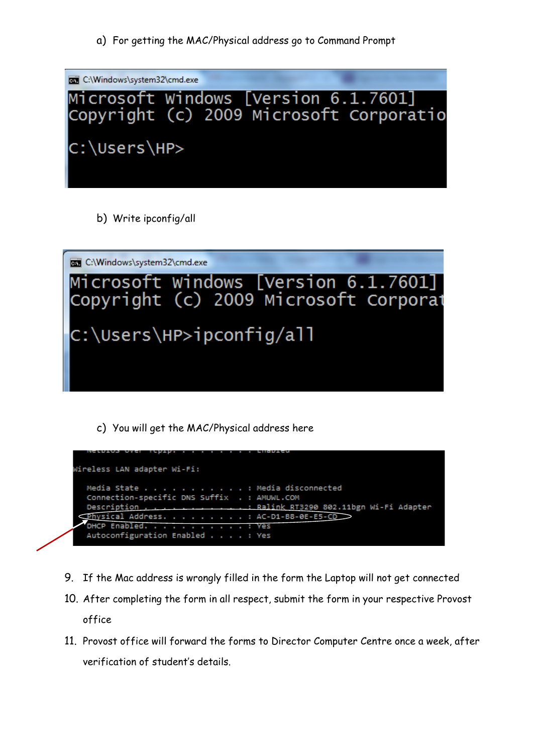a) For getting the MAC/Physical address go to Command Prompt

```
C:\Windows\system32\cmd.exe
Microsoft Windows [Version 6.1.7601]
Copyright (c) 2009 Microsoft Corporatio

C:\Users\HP>
```

b) Write ipconfig/all

```
C:\Windows\system32\cmd.exe
Microsoft Windows [Version 6.1.7601]
Copyright (c) 2009 Microsoft Corporat

C:\Users\HP>ipconfig/all
```

c) You will get the MAC/Physical address here

```
Wireless LAN adapter Wi-Fi:

   Media State . . . . . . . . . . . : Media disconnected
   Connection-specific DNS Suffix  . : AMUWL.COM
   Description . . . . . . . . . . . : Ralink RT3290 802.11bgn Wi-Fi Adapter
   Physical Address. . . . . . . . . : AC-D1-B8-0E-E5-CD
   DHCP Enabled. . . . . . . . . . . : Yes
   Autoconfiguration Enabled . . . . : Yes
```

9. If the Mac address is wrongly filled in the form the Laptop will not get connected
10. After completing the form in all respect, submit the form in your respective Provost office
11. Provost office will forward the forms to Director Computer Centre once a week, after verification of student's details.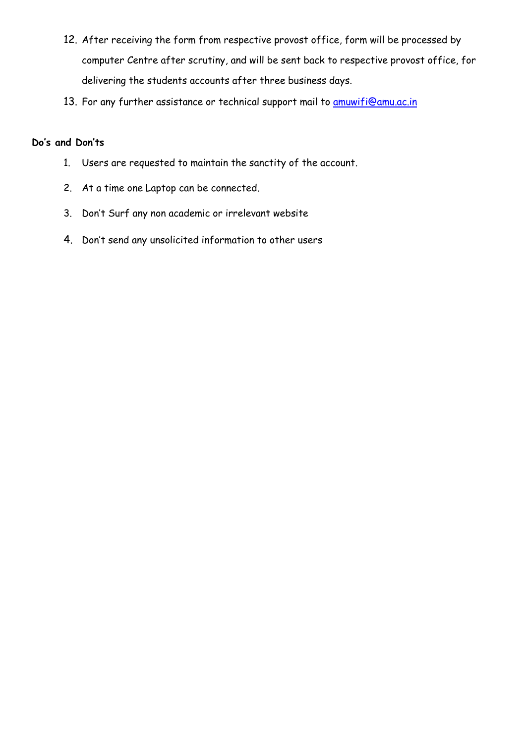12. After receiving the form from respective provost office, form will be processed by computer Centre after scrutiny, and will be sent back to respective provost office, for delivering the students accounts after three business days.
13. For any further assistance or technical support mail to amuwifi@amu.ac.in

**Do's and Don'ts**

1. Users are requested to maintain the sanctity of the account.
2. At a time one Laptop can be connected.
3. Don't Surf any non academic or irrelevant website
4. Don't send any unsolicited information to other users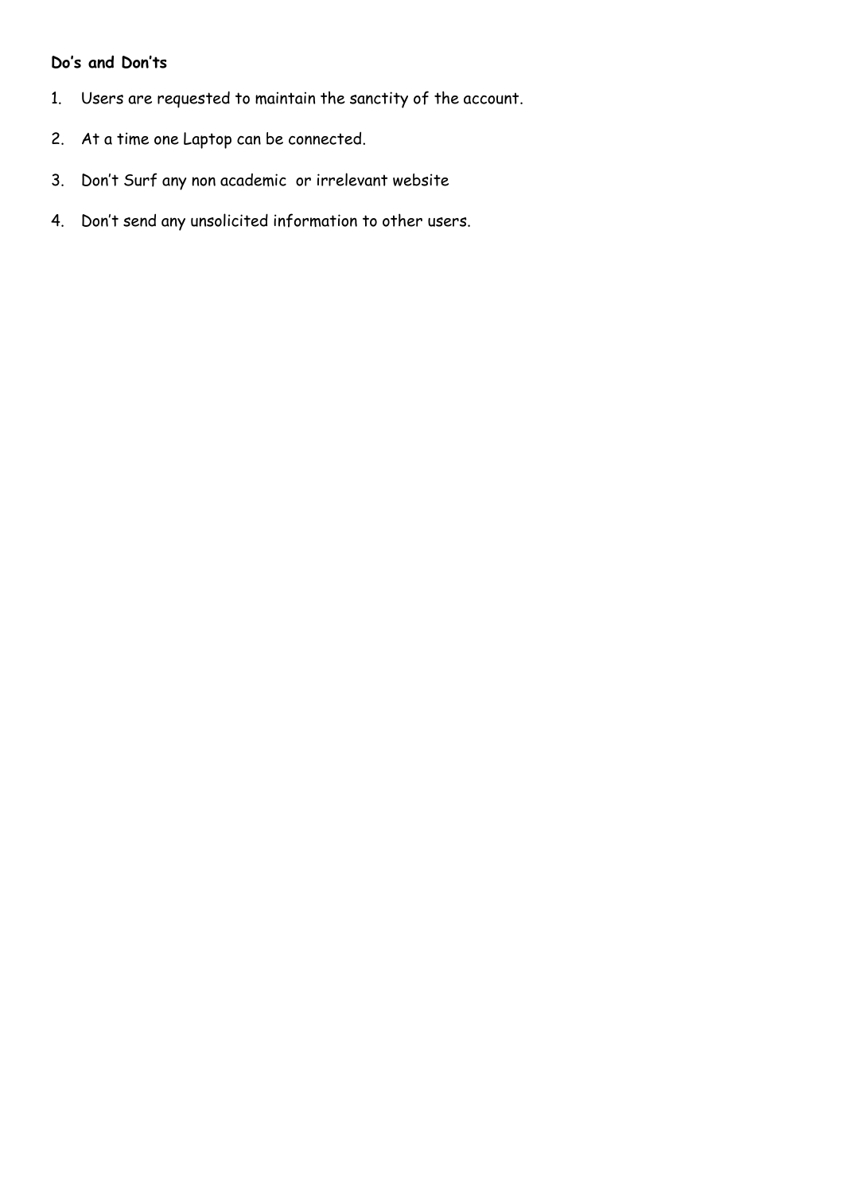**Do's and Don'ts**

1. Users are requested to maintain the sanctity of the account.
2. At a time one Laptop can be connected.
3. Don't Surf any non academic  or irrelevant website
4. Don't send any unsolicited information to other users.